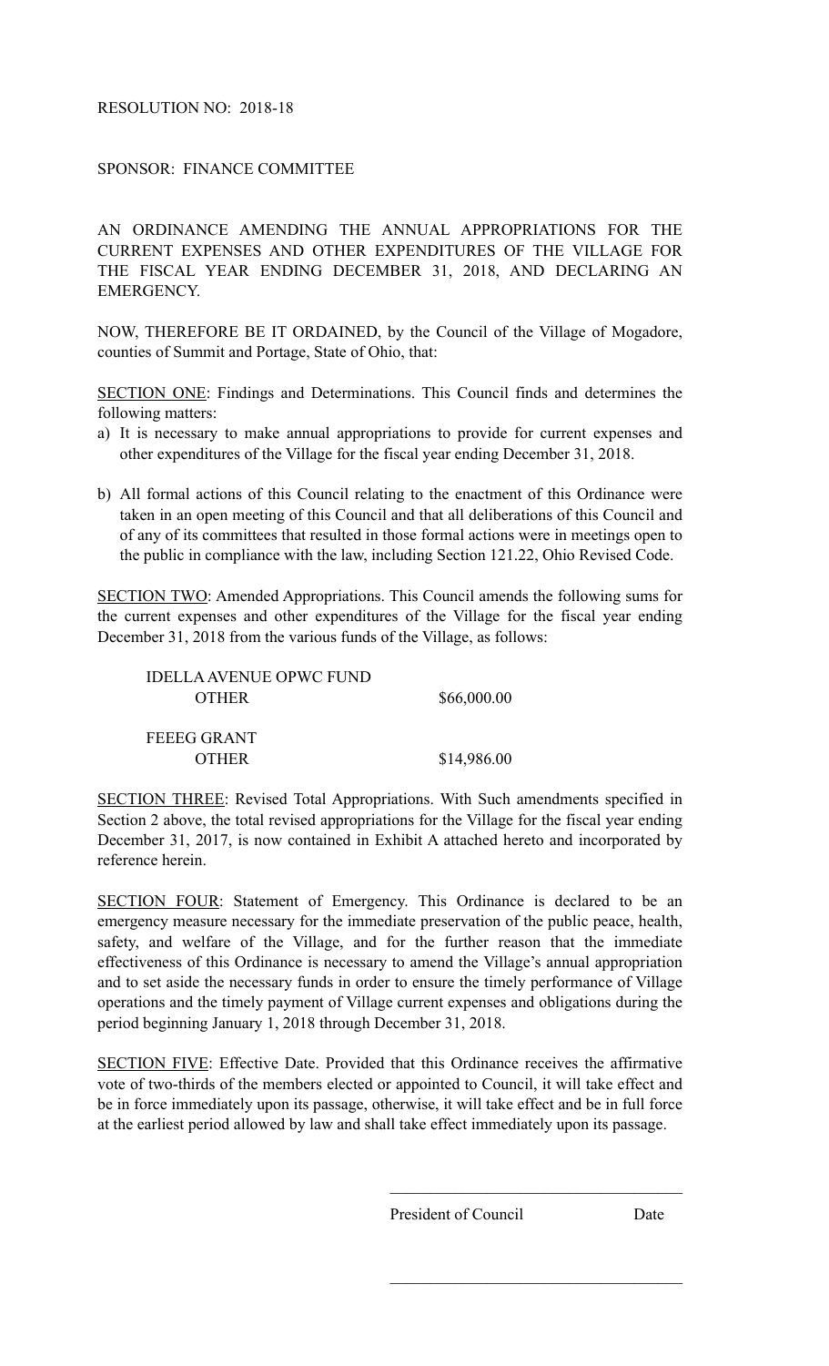RESOLUTION NO: 2018-18

SPONSOR: FINANCE COMMITTEE

AN ORDINANCE AMENDING THE ANNUAL APPROPRIATIONS FOR THE CURRENT EXPENSES AND OTHER EXPENDITURES OF THE VILLAGE FOR THE FISCAL YEAR ENDING DECEMBER 31, 2018, AND DECLARING AN EMERGENCY.

NOW, THEREFORE BE IT ORDAINED, by the Council of the Village of Mogadore, counties of Summit and Portage, State of Ohio, that:

<u>SECTION ONE</u>: Findings and Determinations. This Council finds and determines the following matters:

a) It is necessary to make annual appropriations to provide for current expenses and other expenditures of the Village for the fiscal year ending December 31, 2018.

b) All formal actions of this Council relating to the enactment of this Ordinance were taken in an open meeting of this Council and that all deliberations of this Council and of any of its committees that resulted in those formal actions were in meetings open to the public in compliance with the law, including Section 121.22, Ohio Revised Code.

<u>SECTION TWO</u>: Amended Appropriations. This Council amends the following sums for the current expenses and other expenditures of the Village for the fiscal year ending December 31, 2018 from the various funds of the Village, as follows:

| | |
|---|---|
| IDELLA AVENUE OPWC FUND | |
| OTHER | $66,000.00 |
| FEEEG GRANT | |
| OTHER | $14,986.00 |

<u>SECTION THREE</u>: Revised Total Appropriations. With Such amendments specified in Section 2 above, the total revised appropriations for the Village for the fiscal year ending December 31, 2017, is now contained in Exhibit A attached hereto and incorporated by reference herein.

<u>SECTION FOUR</u>: Statement of Emergency. This Ordinance is declared to be an emergency measure necessary for the immediate preservation of the public peace, health, safety, and welfare of the Village, and for the further reason that the immediate effectiveness of this Ordinance is necessary to amend the Village's annual appropriation and to set aside the necessary funds in order to ensure the timely performance of Village operations and the timely payment of Village current expenses and obligations during the period beginning January 1, 2018 through December 31, 2018.

<u>SECTION FIVE</u>: Effective Date. Provided that this Ordinance receives the affirmative vote of two-thirds of the members elected or appointed to Council, it will take effect and be in force immediately upon its passage, otherwise, it will take effect and be in full force at the earliest period allowed by law and shall take effect immediately upon its passage.

\_\_\_\_\_\_\_\_\_\_\_\_\_\_\_\_\_\_\_\_\_\_\_\_\_\_\_\_\_\_\_\_\_\_\_\_

President of Council &nbsp;&nbsp;&nbsp;&nbsp;&nbsp;&nbsp;&nbsp;&nbsp; Date

\_\_\_\_\_\_\_\_\_\_\_\_\_\_\_\_\_\_\_\_\_\_\_\_\_\_\_\_\_\_\_\_\_\_\_\_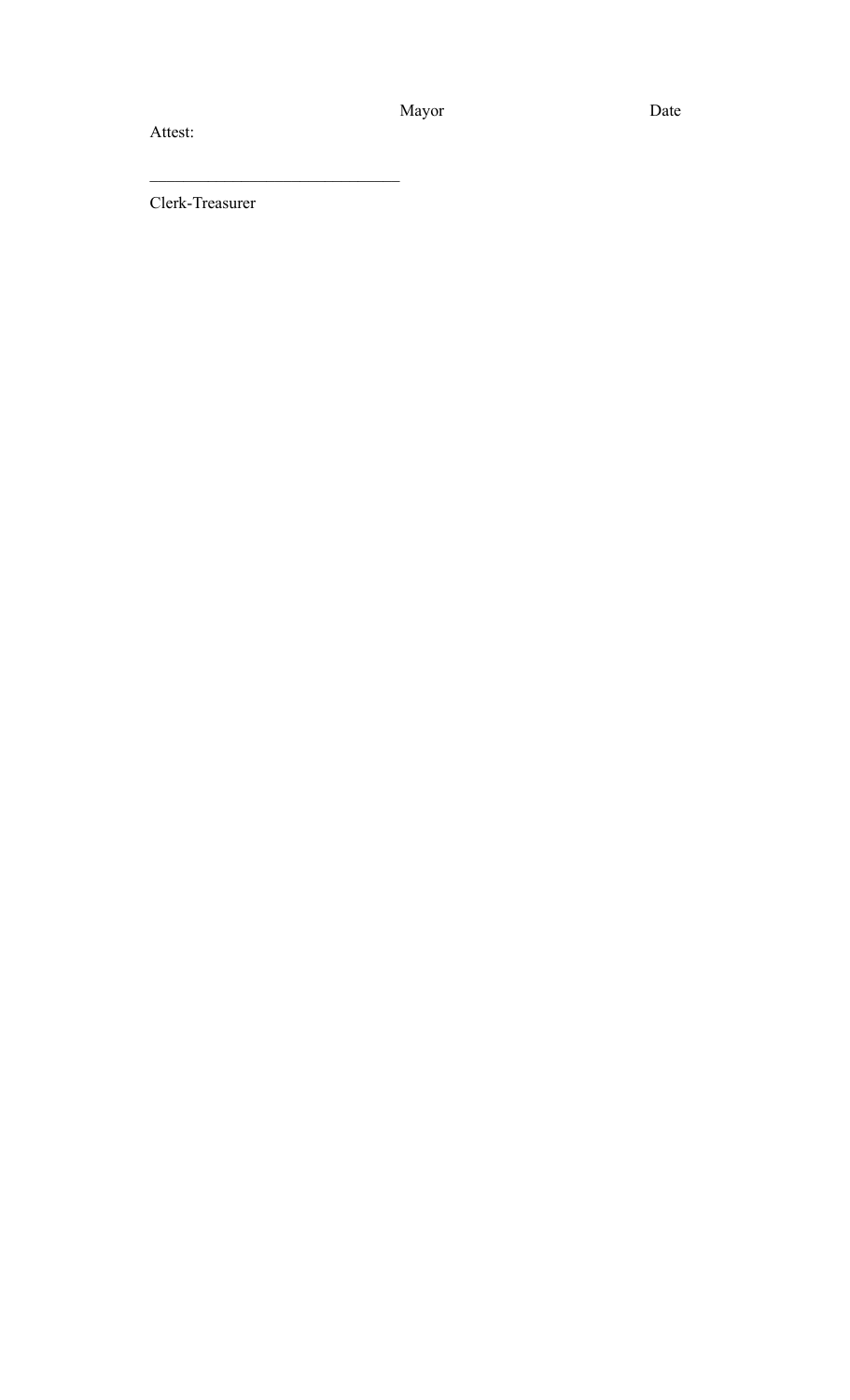Mayor Date

Attest:

______________________________

Clerk-Treasurer